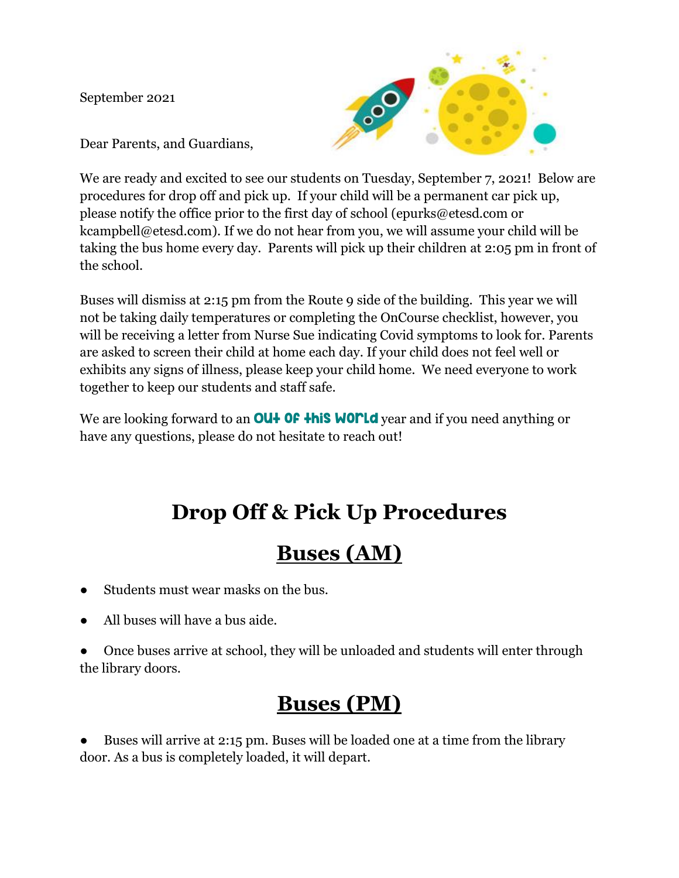September 2021

Dear Parents, and Guardians,

We are ready and excited to see our students on Tuesday, September 7, 2021! Below are procedures for drop off and pick up. If your child will be a permanent car pick up, please notify the office prior to the first day of school (epurks@etesd.com or kcampbell@etesd.com). If we do not hear from you, we will assume your child will be taking the bus home every day. Parents will pick up their children at 2:05 pm in front of the school.

Buses will dismiss at 2:15 pm from the Route 9 side of the building. This year we will not be taking daily temperatures or completing the OnCourse checklist, however, you will be receiving a letter from Nurse Sue indicating Covid symptoms to look for. Parents are asked to screen their child at home each day. If your child does not feel well or exhibits any signs of illness, please keep your child home. We need everyone to work together to keep our students and staff safe.

We are looking forward to an **Out of this World** year and if you need anything or have any questions, please do not hesitate to reach out!

# Drop Off & Pick Up Procedures

## Buses (AM)

- Students must wear masks on the bus.
- All buses will have a bus aide.
- Once buses arrive at school, they will be unloaded and students will enter through the library doors.

## Buses (PM)

- Buses will arrive at 2:15 pm. Buses will be loaded one at a time from the library door. As a bus is completely loaded, it will depart.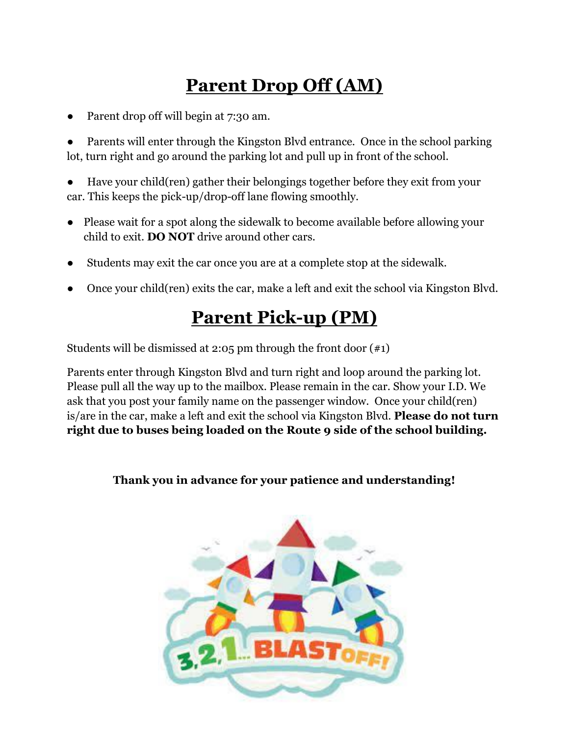# **Parent Drop Off (AM)**

- Parent drop off will begin at 7:30 am.
- Parents will enter through the Kingston Blvd entrance. Once in the school parking lot, turn right and go around the parking lot and pull up in front of the school.
- Have your child(ren) gather their belongings together before they exit from your car. This keeps the pick-up/drop-off lane flowing smoothly.
- Please wait for a spot along the sidewalk to become available before allowing your child to exit. **DO NOT** drive around other cars.
- Students may exit the car once you are at a complete stop at the sidewalk.
- Once your child(ren) exits the car, make a left and exit the school via Kingston Blvd.

# **Parent Pick-up (PM)**

Students will be dismissed at 2:05 pm through the front door (#1)

Parents enter through Kingston Blvd and turn right and loop around the parking lot. Please pull all the way up to the mailbox. Please remain in the car. Show your I.D. We ask that you post your family name on the passenger window. Once your child(ren) is/are in the car, make a left and exit the school via Kingston Blvd. **Please do not turn right due to buses being loaded on the Route 9 side of the school building.**

**Thank you in advance for your patience and understanding!**